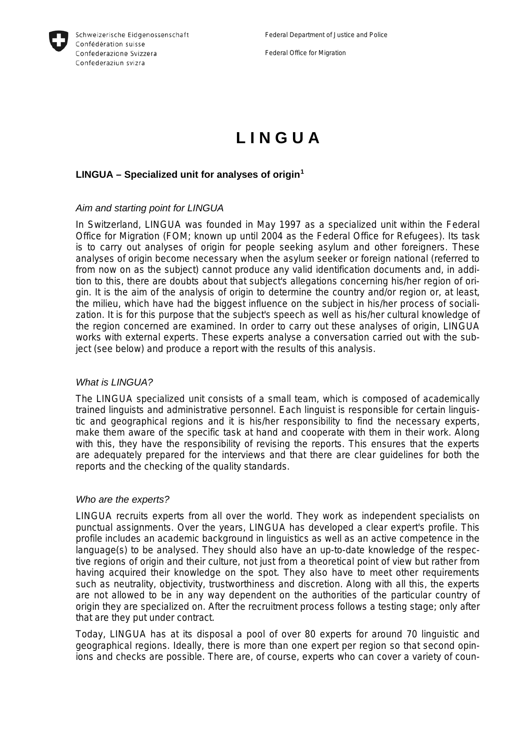Schweizerische Eidgenossenschaft
Confédération suisse
Confederazione Svizzera
Confederaziun svizra

Federal Department of Justice and Police

Federal Office for Migration

# L I N G U A

### LINGUA – Specialized unit for analyses of origin[1]

*Aim and starting point for LINGUA*

In Switzerland, LINGUA was founded in May 1997 as a specialized unit within the Federal Office for Migration (FOM; known up until 2004 as the Federal Office for Refugees). Its task is to carry out analyses of origin for people seeking asylum and other foreigners. These analyses of origin become necessary when the asylum seeker or foreign national (referred to from now on as the subject) cannot produce any valid identification documents and, in addition to this, there are doubts about that subject's allegations concerning his/her region of origin. It is the aim of the analysis of origin to determine the country and/or region or, at least, the milieu, which have had the biggest influence on the subject in his/her process of socialization. It is for this purpose that the subject's speech as well as his/her cultural knowledge of the region concerned are examined. In order to carry out these analyses of origin, LINGUA works with external experts. These experts analyse a conversation carried out with the subject (see below) and produce a report with the results of this analysis.

*What is LINGUA?*

The LINGUA specialized unit consists of a small team, which is composed of academically trained linguists and administrative personnel. Each linguist is responsible for certain linguistic and geographical regions and it is his/her responsibility to find the necessary experts, make them aware of the specific task at hand and cooperate with them in their work. Along with this, they have the responsibility of revising the reports. This ensures that the experts are adequately prepared for the interviews and that there are clear guidelines for both the reports and the checking of the quality standards.

*Who are the experts?*

LINGUA recruits experts from all over the world. They work as independent specialists on punctual assignments. Over the years, LINGUA has developed a clear expert's profile. This profile includes an academic background in linguistics as well as an active competence in the language(s) to be analysed. They should also have an up-to-date knowledge of the respective regions of origin and their culture, not just from a theoretical point of view but rather from having acquired their knowledge on the spot. They also have to meet other requirements such as neutrality, objectivity, trustworthiness and discretion. Along with all this, the experts are not allowed to be in any way dependent on the authorities of the particular country of origin they are specialized on. After the recruitment process follows a testing stage; only after that are they put under contract.

Today, LINGUA has at its disposal a pool of over 80 experts for around 70 linguistic and geographical regions. Ideally, there is more than one expert per region so that second opinions and checks are possible. There are, of course, experts who can cover a variety of coun-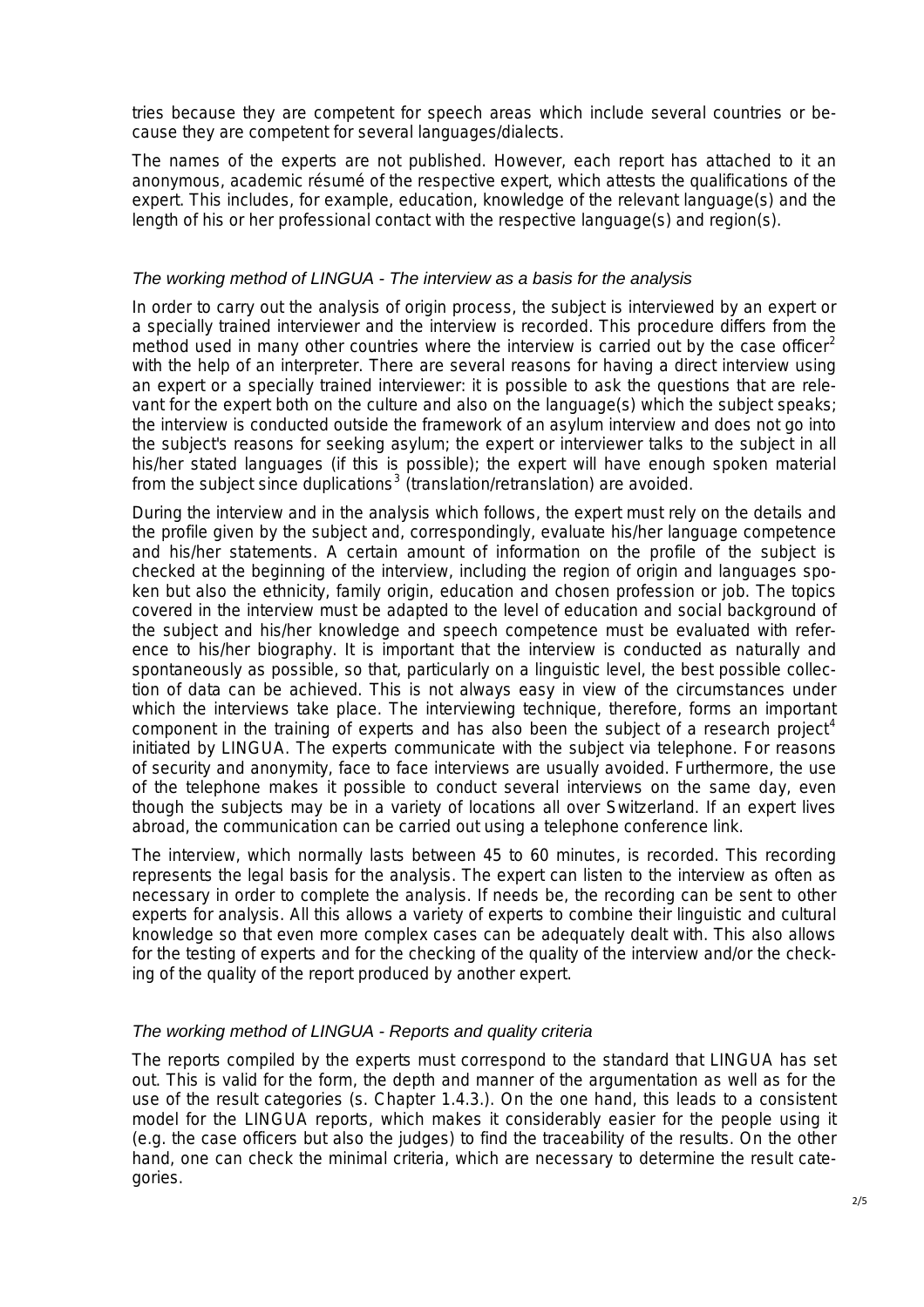tries because they are competent for speech areas which include several countries or because they are competent for several languages/dialects.

The names of the experts are not published. However, each report has attached to it an anonymous, academic résumé of the respective expert, which attests the qualifications of the expert. This includes, for example, education, knowledge of the relevant language(s) and the length of his or her professional contact with the respective language(s) and region(s).

### *The working method of LINGUA - The interview as a basis for the analysis*

In order to carry out the analysis of origin process, the subject is interviewed by an expert or a specially trained interviewer and the interview is recorded. This procedure differs from the method used in many other countries where the interview is carried out by the case officer[2] with the help of an interpreter. There are several reasons for having a direct interview using an expert or a specially trained interviewer: it is possible to ask the questions that are relevant for the expert both on the culture and also on the language(s) which the subject speaks; the interview is conducted outside the framework of an asylum interview and does not go into the subject's reasons for seeking asylum; the expert or interviewer talks to the subject in all his/her stated languages (if this is possible); the expert will have enough spoken material from the subject since duplications[3] (translation/retranslation) are avoided.

During the interview and in the analysis which follows, the expert must rely on the details and the profile given by the subject and, correspondingly, evaluate his/her language competence and his/her statements. A certain amount of information on the profile of the subject is checked at the beginning of the interview, including the region of origin and languages spoken but also the ethnicity, family origin, education and chosen profession or job. The topics covered in the interview must be adapted to the level of education and social background of the subject and his/her knowledge and speech competence must be evaluated with reference to his/her biography. It is important that the interview is conducted as naturally and spontaneously as possible, so that, particularly on a linguistic level, the best possible collection of data can be achieved. This is not always easy in view of the circumstances under which the interviews take place. The interviewing technique, therefore, forms an important component in the training of experts and has also been the subject of a research project[4] initiated by LINGUA. The experts communicate with the subject via telephone. For reasons of security and anonymity, face to face interviews are usually avoided. Furthermore, the use of the telephone makes it possible to conduct several interviews on the same day, even though the subjects may be in a variety of locations all over Switzerland. If an expert lives abroad, the communication can be carried out using a telephone conference link.

The interview, which normally lasts between 45 to 60 minutes, is recorded. This recording represents the legal basis for the analysis. The expert can listen to the interview as often as necessary in order to complete the analysis. If needs be, the recording can be sent to other experts for analysis. All this allows a variety of experts to combine their linguistic and cultural knowledge so that even more complex cases can be adequately dealt with. This also allows for the testing of experts and for the checking of the quality of the interview and/or the checking of the quality of the report produced by another expert.

### *The working method of LINGUA - Reports and quality criteria*

The reports compiled by the experts must correspond to the standard that LINGUA has set out. This is valid for the form, the depth and manner of the argumentation as well as for the use of the result categories (s. Chapter 1.4.3.). On the one hand, this leads to a consistent model for the LINGUA reports, which makes it considerably easier for the people using it (e.g. the case officers but also the judges) to find the traceability of the results. On the other hand, one can check the minimal criteria, which are necessary to determine the result categories.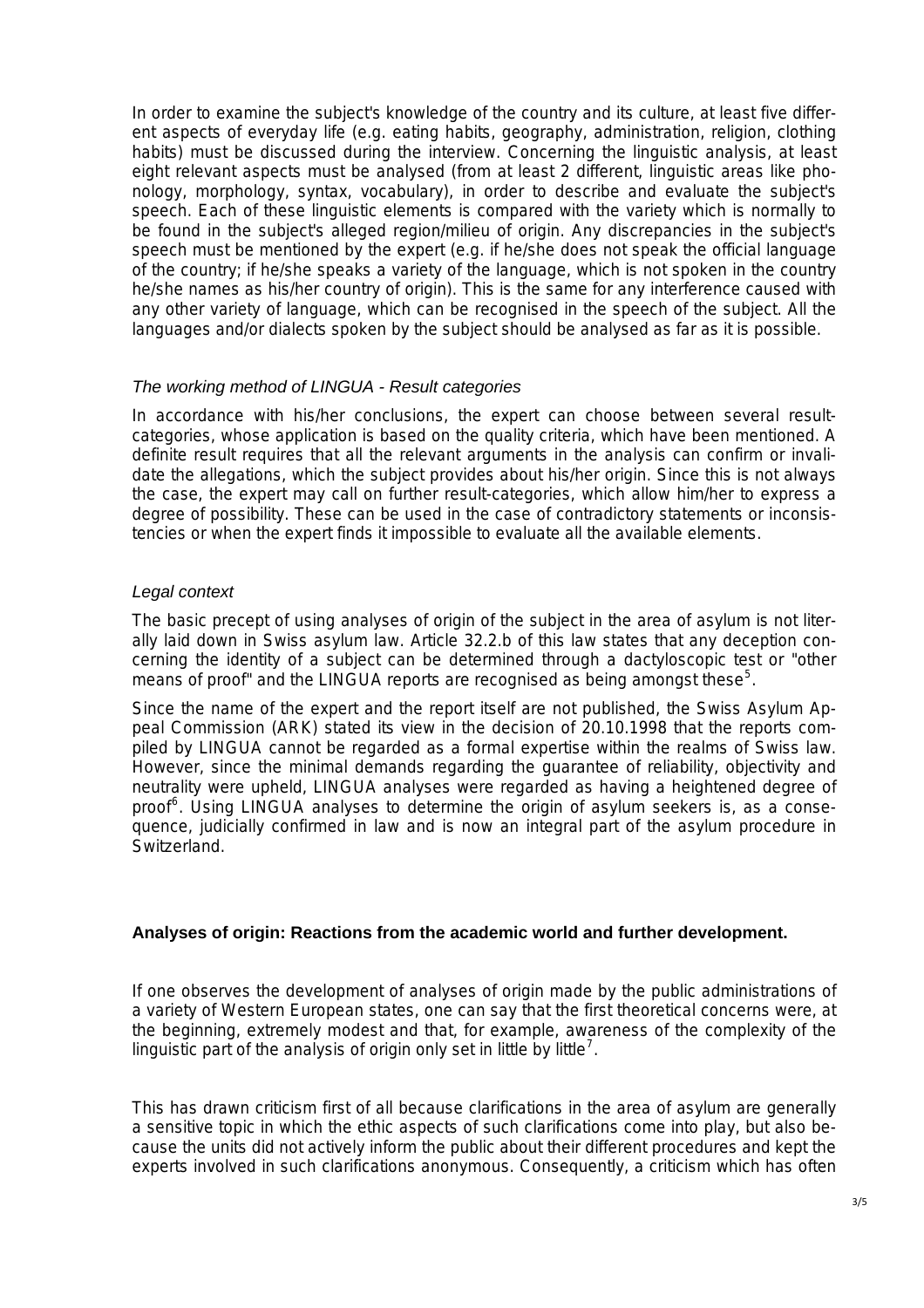In order to examine the subject's knowledge of the country and its culture, at least five different aspects of everyday life (e.g. eating habits, geography, administration, religion, clothing habits) must be discussed during the interview. Concerning the linguistic analysis, at least eight relevant aspects must be analysed (from at least 2 different, linguistic areas like phonology, morphology, syntax, vocabulary), in order to describe and evaluate the subject's speech. Each of these linguistic elements is compared with the variety which is normally to be found in the subject's alleged region/milieu of origin. Any discrepancies in the subject's speech must be mentioned by the expert (e.g. if he/she does not speak the official language of the country; if he/she speaks a variety of the language, which is not spoken in the country he/she names as his/her country of origin). This is the same for any interference caused with any other variety of language, which can be recognised in the speech of the subject. All the languages and/or dialects spoken by the subject should be analysed as far as it is possible.

*The working method of LINGUA - Result categories*

In accordance with his/her conclusions, the expert can choose between several result-categories, whose application is based on the quality criteria, which have been mentioned. A definite result requires that all the relevant arguments in the analysis can confirm or invalidate the allegations, which the subject provides about his/her origin. Since this is not always the case, the expert may call on further result-categories, which allow him/her to express a degree of possibility. These can be used in the case of contradictory statements or inconsistencies or when the expert finds it impossible to evaluate all the available elements.

*Legal context*

The basic precept of using analyses of origin of the subject in the area of asylum is not literally laid down in Swiss asylum law. Article 32.2.b of this law states that any deception concerning the identity of a subject can be determined through a dactyloscopic test or "other means of proof" and the LINGUA reports are recognised as being amongst these[5].

Since the name of the expert and the report itself are not published, the Swiss Asylum Appeal Commission (ARK) stated its view in the decision of 20.10.1998 that the reports compiled by LINGUA cannot be regarded as a formal expertise within the realms of Swiss law. However, since the minimal demands regarding the guarantee of reliability, objectivity and neutrality were upheld, LINGUA analyses were regarded as having a heightened degree of proof[6]. Using LINGUA analyses to determine the origin of asylum seekers is, as a consequence, judicially confirmed in law and is now an integral part of the asylum procedure in Switzerland.

**Analyses of origin: Reactions from the academic world and further development.**

If one observes the development of analyses of origin made by the public administrations of a variety of Western European states, one can say that the first theoretical concerns were, at the beginning, extremely modest and that, for example, awareness of the complexity of the linguistic part of the analysis of origin only set in little by little[7].

This has drawn criticism first of all because clarifications in the area of asylum are generally a sensitive topic in which the ethic aspects of such clarifications come into play, but also because the units did not actively inform the public about their different procedures and kept the experts involved in such clarifications anonymous. Consequently, a criticism which has often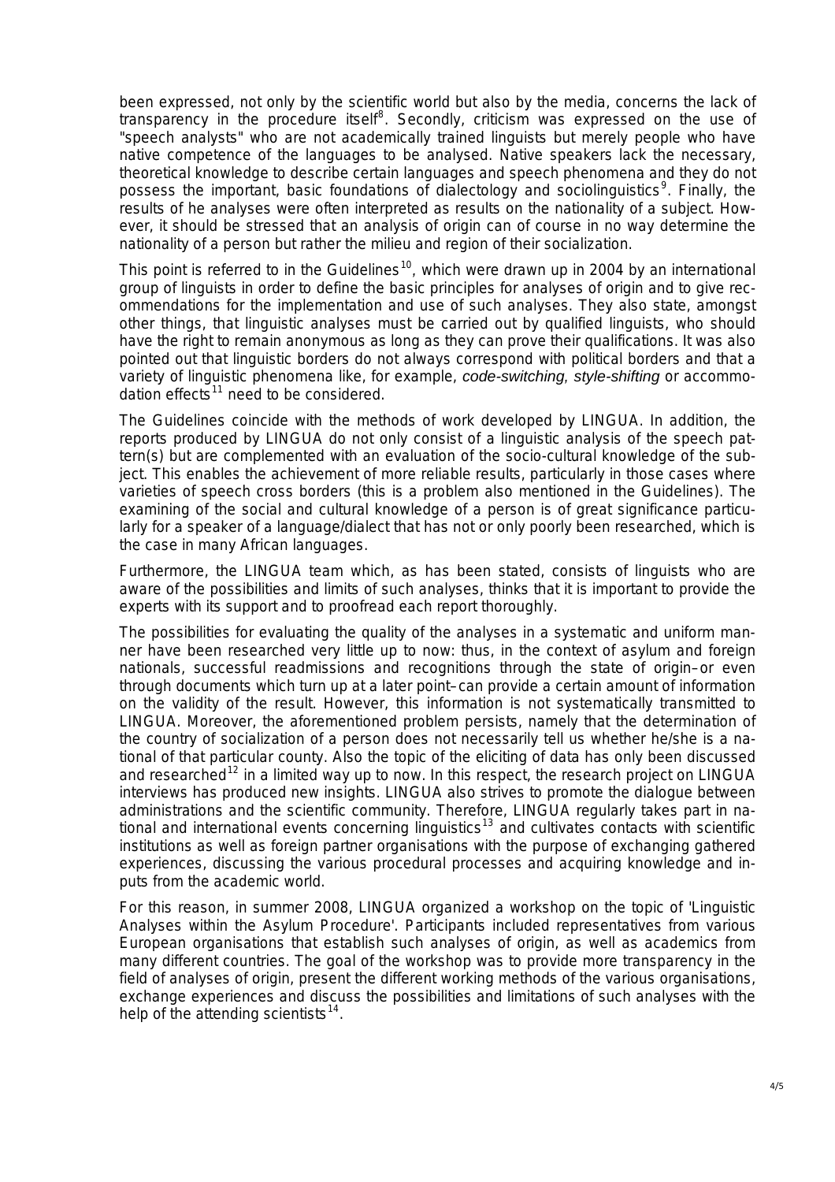been expressed, not only by the scientific world but also by the media, concerns the lack of transparency in the procedure itself[8]. Secondly, criticism was expressed on the use of "speech analysts" who are not academically trained linguists but merely people who have native competence of the languages to be analysed. Native speakers lack the necessary, theoretical knowledge to describe certain languages and speech phenomena and they do not possess the important, basic foundations of dialectology and sociolinguistics[9]. Finally, the results of he analyses were often interpreted as results on the nationality of a subject. However, it should be stressed that an analysis of origin can of course in no way determine the nationality of a person but rather the milieu and region of their socialization.

This point is referred to in the Guidelines[10], which were drawn up in 2004 by an international group of linguists in order to define the basic principles for analyses of origin and to give recommendations for the implementation and use of such analyses. They also state, amongst other things, that linguistic analyses must be carried out by qualified linguists, who should have the right to remain anonymous as long as they can prove their qualifications. It was also pointed out that linguistic borders do not always correspond with political borders and that a variety of linguistic phenomena like, for example, *code-switching*, *style-shifting* or accommodation effects[11] need to be considered.

The Guidelines coincide with the methods of work developed by LINGUA. In addition, the reports produced by LINGUA do not only consist of a linguistic analysis of the speech pattern(s) but are complemented with an evaluation of the socio-cultural knowledge of the subject. This enables the achievement of more reliable results, particularly in those cases where varieties of speech cross borders (this is a problem also mentioned in the Guidelines). The examining of the social and cultural knowledge of a person is of great significance particularly for a speaker of a language/dialect that has not or only poorly been researched, which is the case in many African languages.

Furthermore, the LINGUA team which, as has been stated, consists of linguists who are aware of the possibilities and limits of such analyses, thinks that it is important to provide the experts with its support and to proofread each report thoroughly.

The possibilities for evaluating the quality of the analyses in a systematic and uniform manner have been researched very little up to now: thus, in the context of asylum and foreign nationals, successful readmissions and recognitions through the state of origin–or even through documents which turn up at a later point–can provide a certain amount of information on the validity of the result. However, this information is not systematically transmitted to LINGUA. Moreover, the aforementioned problem persists, namely that the determination of the country of socialization of a person does not necessarily tell us whether he/she is a national of that particular county. Also the topic of the eliciting of data has only been discussed and researched[12] in a limited way up to now. In this respect, the research project on LINGUA interviews has produced new insights. LINGUA also strives to promote the dialogue between administrations and the scientific community. Therefore, LINGUA regularly takes part in national and international events concerning linguistics[13] and cultivates contacts with scientific institutions as well as foreign partner organisations with the purpose of exchanging gathered experiences, discussing the various procedural processes and acquiring knowledge and inputs from the academic world.

For this reason, in summer 2008, LINGUA organized a workshop on the topic of 'Linguistic Analyses within the Asylum Procedure'. Participants included representatives from various European organisations that establish such analyses of origin, as well as academics from many different countries. The goal of the workshop was to provide more transparency in the field of analyses of origin, present the different working methods of the various organisations, exchange experiences and discuss the possibilities and limitations of such analyses with the help of the attending scientists[14].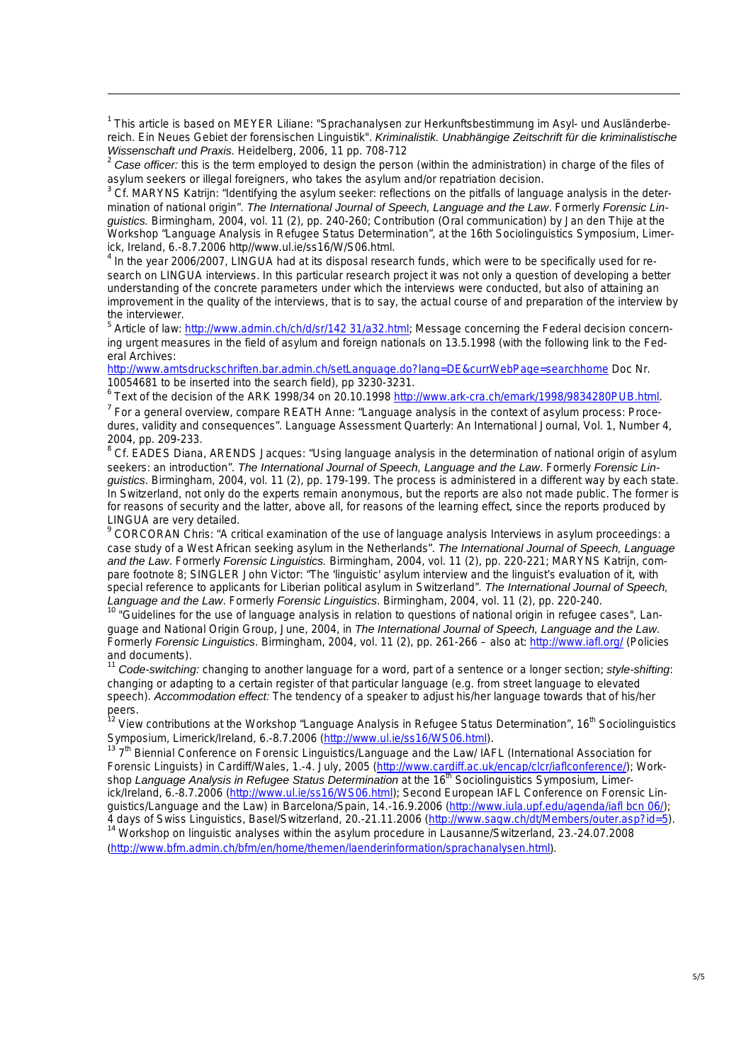[1] This article is based on MEYER Liliane: "Sprachanalysen zur Herkunftsbestimmung im Asyl- und Ausländerbereich. Ein Neues Gebiet der forensischen Linguistik". *Kriminalistik. Unabhängige Zeitschrift für die kriminalistische Wissenschaft und Praxis.* Heidelberg, 2006, 11 pp. 708-712

[2] *Case officer:* this is the term employed to design the person (within the administration) in charge of the files of asylum seekers or illegal foreigners, who takes the asylum and/or repatriation decision.

[3] Cf. MARYNS Katrijn: "Identifying the asylum seeker: reflections on the pitfalls of language analysis in the determination of national origin". *The International Journal of Speech, Language and the Law*. Formerly *Forensic Linguistics.* Birmingham, 2004, vol. 11 (2), pp. 240-260; Contribution (Oral communication) by Jan den Thije at the Workshop "Language Analysis in Refugee Status Determination", at the 16th Sociolinguistics Symposium, Limerick, Ireland, 6.-8.7.2006 http//www.ul.ie/ss16/W/S06.html.

[4] In the year 2006/2007, LINGUA had at its disposal research funds, which were to be specifically used for research on LINGUA interviews. In this particular research project it was not only a question of developing a better understanding of the concrete parameters under which the interviews were conducted, but also of attaining an improvement in the quality of the interviews, that is to say, the actual course of and preparation of the interview by the interviewer.

[5] Article of law: http://www.admin.ch/ch/d/sr/142 31/a32.html; Message concerning the Federal decision concerning urgent measures in the field of asylum and foreign nationals on 13.5.1998 (with the following link to the Federal Archives:
http://www.amtsdruckschriften.bar.admin.ch/setLanguage.do?lang=DE&currWebPage=searchhome Doc Nr. 10054681 to be inserted into the search field), pp 3230-3231.

[6] Text of the decision of the ARK 1998/34 on 20.10.1998 http://www.ark-cra.ch/emark/1998/9834280PUB.html.

[7] For a general overview, compare REATH Anne: "Language analysis in the context of asylum process: Procedures, validity and consequences". Language Assessment Quarterly: An International Journal, Vol. 1, Number 4, 2004, pp. 209-233.

[8] Cf. EADES Diana, ARENDS Jacques: "Using language analysis in the determination of national origin of asylum seekers: an introduction". *The International Journal of Speech, Language and the Law*. Formerly *Forensic Linguistics*. Birmingham, 2004, vol. 11 (2), pp. 179-199. The process is administered in a different way by each state. In Switzerland, not only do the experts remain anonymous, but the reports are also not made public. The former is for reasons of security and the latter, above all, for reasons of the learning effect, since the reports produced by LINGUA are very detailed.

[9] CORCORAN Chris: "A critical examination of the use of language analysis Interviews in asylum proceedings: a case study of a West African seeking asylum in the Netherlands". *The International Journal of Speech, Language and the Law*. Formerly *Forensic Linguistics*. Birmingham, 2004, vol. 11 (2), pp. 220-221; MARYNS Katrijn, compare footnote 8; SINGLER John Victor: "The 'linguistic' asylum interview and the linguist's evaluation of it, with special reference to applicants for Liberian political asylum in Switzerland". *The International Journal of Speech, Language and the Law*. Formerly *Forensic Linguistics*. Birmingham, 2004, vol. 11 (2), pp. 220-240.

[10] "Guidelines for the use of language analysis in relation to questions of national origin in refugee cases", Language and National Origin Group, June, 2004, in *The International Journal of Speech, Language and the Law*. Formerly *Forensic Linguistics*. Birmingham, 2004, vol. 11 (2), pp. 261-266 – also at: http://www.iafl.org/ (Policies and documents).

[11] *Code-switching:* changing to another language for a word, part of a sentence or a longer section; *style-shifting*: changing or adapting to a certain register of that particular language (e.g. from street language to elevated speech). *Accommodation effect:* The tendency of a speaker to adjust his/her language towards that of his/her peers.

[12] View contributions at the Workshop "Language Analysis in Refugee Status Determination", 16th Sociolinguistics Symposium, Limerick/Ireland, 6.-8.7.2006 (http://www.ul.ie/ss16/WS06.html).

[13] 7th Biennial Conference on Forensic Linguistics/Language and the Law/ IAFL (International Association for Forensic Linguists) in Cardiff/Wales, 1.-4. July, 2005 (http://www.cardiff.ac.uk/encap/clcr/iaflconference/); Workshop *Language Analysis in Refugee Status Determination* at the 16th Sociolinguistics Symposium, Limerick/Ireland, 6.-8.7.2006 (http://www.ul.ie/ss16/WS06.html); Second European IAFL Conference on Forensic Linguistics/Language and the Law) in Barcelona/Spain, 14.-16.9.2006 (http://www.iula.upf.edu/agenda/iafl bcn 06/); 4 days of Swiss Linguistics, Basel/Switzerland, 20.-21.11.2006 (http://www.sagw.ch/dt/Members/outer.asp?id=5).

[14] Workshop on linguistic analyses within the asylum procedure in Lausanne/Switzerland, 23.-24.07.2008 (http://www.bfm.admin.ch/bfm/en/home/themen/laenderinformation/sprachanalysen.html).